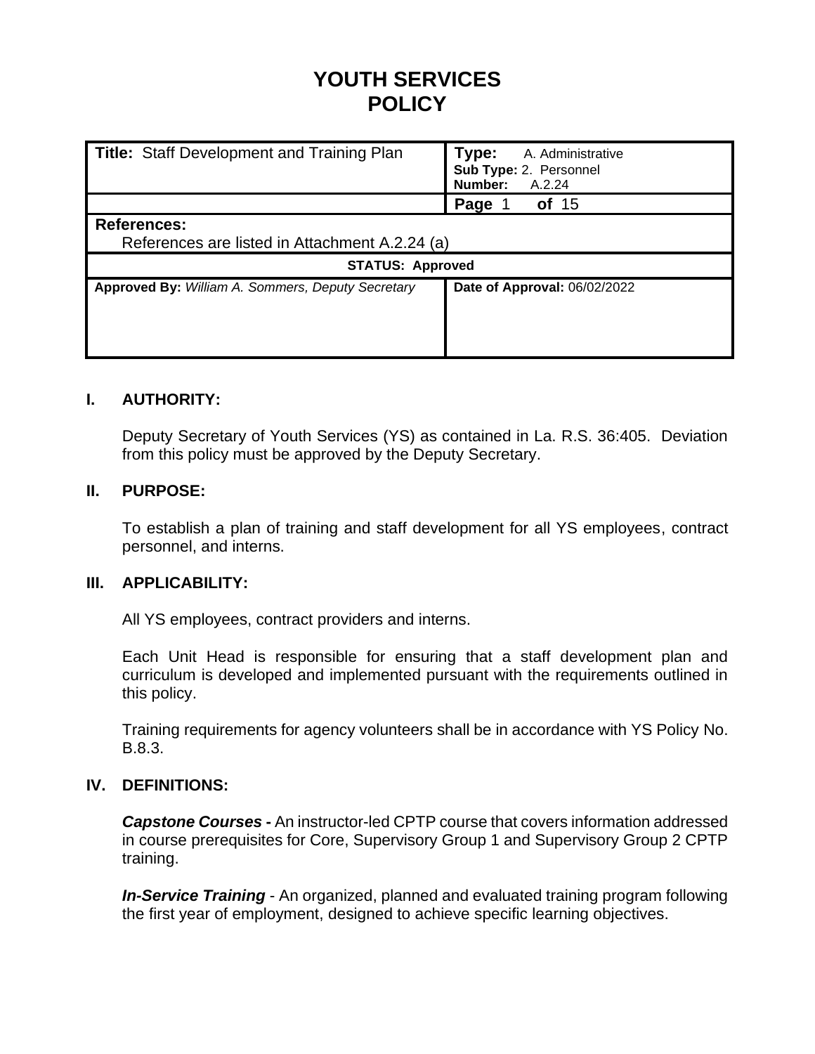# YOUTH SERVICES POLICY

| **Title:** Staff Development and Training Plan | **Type:** A. Administrative<br>**Sub Type:** 2. Personnel<br>**Number:** A.2.24 |
|---|---|
| | **Page** 1 **of** 15 |
| **References:**<br>References are listed in Attachment A.2.24 (a) | |
| **STATUS: Approved** | |
| **Approved By:** *William A. Sommers, Deputy Secretary* | **Date of Approval:** 06/02/2022 |

## I. AUTHORITY:

Deputy Secretary of Youth Services (YS) as contained in La. R.S. 36:405. Deviation from this policy must be approved by the Deputy Secretary.

## II. PURPOSE:

To establish a plan of training and staff development for all YS employees, contract personnel, and interns.

## III. APPLICABILITY:

All YS employees, contract providers and interns.

Each Unit Head is responsible for ensuring that a staff development plan and curriculum is developed and implemented pursuant with the requirements outlined in this policy.

Training requirements for agency volunteers shall be in accordance with YS Policy No. B.8.3.

## IV. DEFINITIONS:

***Capstone Courses*** **-** An instructor-led CPTP course that covers information addressed in course prerequisites for Core, Supervisory Group 1 and Supervisory Group 2 CPTP training.

***In-Service Training*** - An organized, planned and evaluated training program following the first year of employment, designed to achieve specific learning objectives.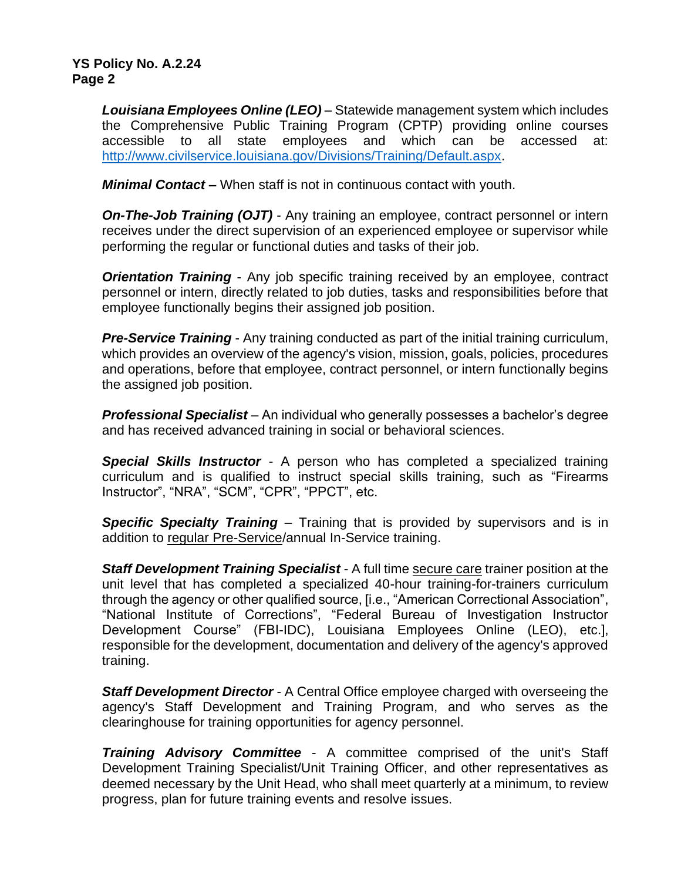***Louisiana Employees Online (LEO)*** – Statewide management system which includes the Comprehensive Public Training Program (CPTP) providing online courses accessible to all state employees and which can be accessed at: [http://www.civilservice.louisiana.gov/Divisions/Training/Default.aspx](http://www.civilservice.louisiana.gov/Divisions/Training/Default.aspx).

***Minimal Contact*** **–** When staff is not in continuous contact with youth.

***On-The-Job Training (OJT)*** - Any training an employee, contract personnel or intern receives under the direct supervision of an experienced employee or supervisor while performing the regular or functional duties and tasks of their job.

***Orientation Training*** - Any job specific training received by an employee, contract personnel or intern, directly related to job duties, tasks and responsibilities before that employee functionally begins their assigned job position.

***Pre-Service Training*** - Any training conducted as part of the initial training curriculum, which provides an overview of the agency's vision, mission, goals, policies, procedures and operations, before that employee, contract personnel, or intern functionally begins the assigned job position.

***Professional Specialist*** – An individual who generally possesses a bachelor's degree and has received advanced training in social or behavioral sciences.

***Special Skills Instructor*** - A person who has completed a specialized training curriculum and is qualified to instruct special skills training, such as "Firearms Instructor", "NRA", "SCM", "CPR", "PPCT", etc.

***Specific Specialty Training*** – Training that is provided by supervisors and is in addition to <u>regular Pre-Service</u>/annual In-Service training.

***Staff Development Training Specialist*** - A full time <u>secure care</u> trainer position at the unit level that has completed a specialized 40-hour training-for-trainers curriculum through the agency or other qualified source, [i.e., "American Correctional Association", "National Institute of Corrections", "Federal Bureau of Investigation Instructor Development Course" (FBI-IDC), Louisiana Employees Online (LEO), etc.], responsible for the development, documentation and delivery of the agency's approved training.

***Staff Development Director*** - A Central Office employee charged with overseeing the agency's Staff Development and Training Program, and who serves as the clearinghouse for training opportunities for agency personnel.

***Training Advisory Committee*** - A committee comprised of the unit's Staff Development Training Specialist/Unit Training Officer, and other representatives as deemed necessary by the Unit Head, who shall meet quarterly at a minimum, to review progress, plan for future training events and resolve issues.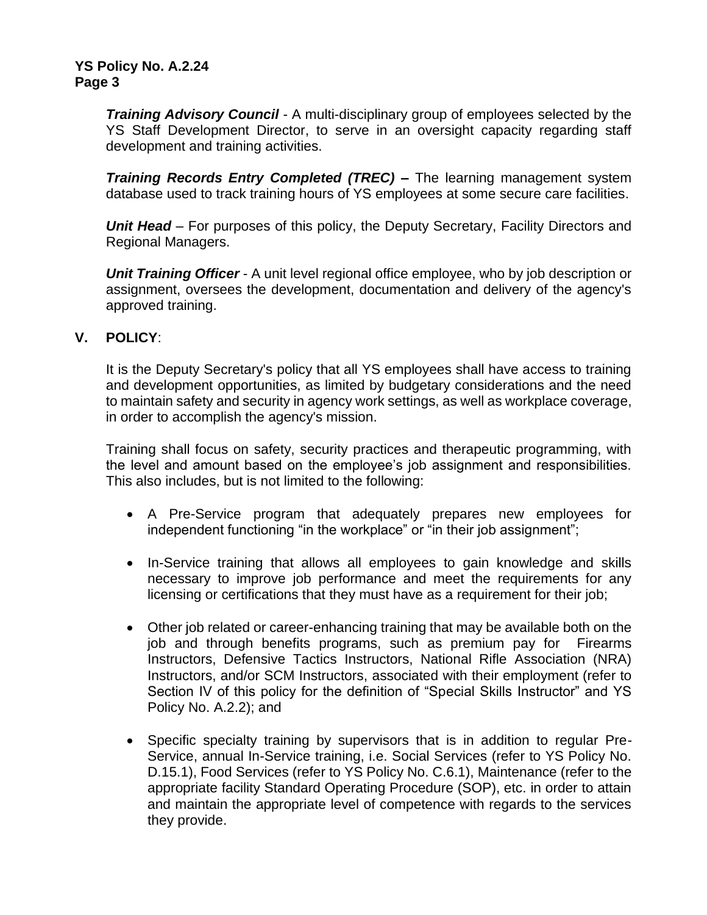***Training Advisory Council*** - A multi-disciplinary group of employees selected by the YS Staff Development Director, to serve in an oversight capacity regarding staff development and training activities.

***Training Records Entry Completed (TREC)*** **–** The learning management system database used to track training hours of YS employees at some secure care facilities.

***Unit Head*** – For purposes of this policy, the Deputy Secretary, Facility Directors and Regional Managers.

***Unit Training Officer*** - A unit level regional office employee, who by job description or assignment, oversees the development, documentation and delivery of the agency's approved training.

## V. POLICY:

It is the Deputy Secretary's policy that all YS employees shall have access to training and development opportunities, as limited by budgetary considerations and the need to maintain safety and security in agency work settings, as well as workplace coverage, in order to accomplish the agency's mission.

Training shall focus on safety, security practices and therapeutic programming, with the level and amount based on the employee's job assignment and responsibilities. This also includes, but is not limited to the following:

- A Pre-Service program that adequately prepares new employees for independent functioning "in the workplace" or "in their job assignment";
- In-Service training that allows all employees to gain knowledge and skills necessary to improve job performance and meet the requirements for any licensing or certifications that they must have as a requirement for their job;
- Other job related or career-enhancing training that may be available both on the job and through benefits programs, such as premium pay for Firearms Instructors, Defensive Tactics Instructors, National Rifle Association (NRA) Instructors, and/or SCM Instructors, associated with their employment (refer to Section IV of this policy for the definition of "Special Skills Instructor" and YS Policy No. A.2.2); and
- Specific specialty training by supervisors that is in addition to regular Pre-Service, annual In-Service training, i.e. Social Services (refer to YS Policy No. D.15.1), Food Services (refer to YS Policy No. C.6.1), Maintenance (refer to the appropriate facility Standard Operating Procedure (SOP), etc. in order to attain and maintain the appropriate level of competence with regards to the services they provide.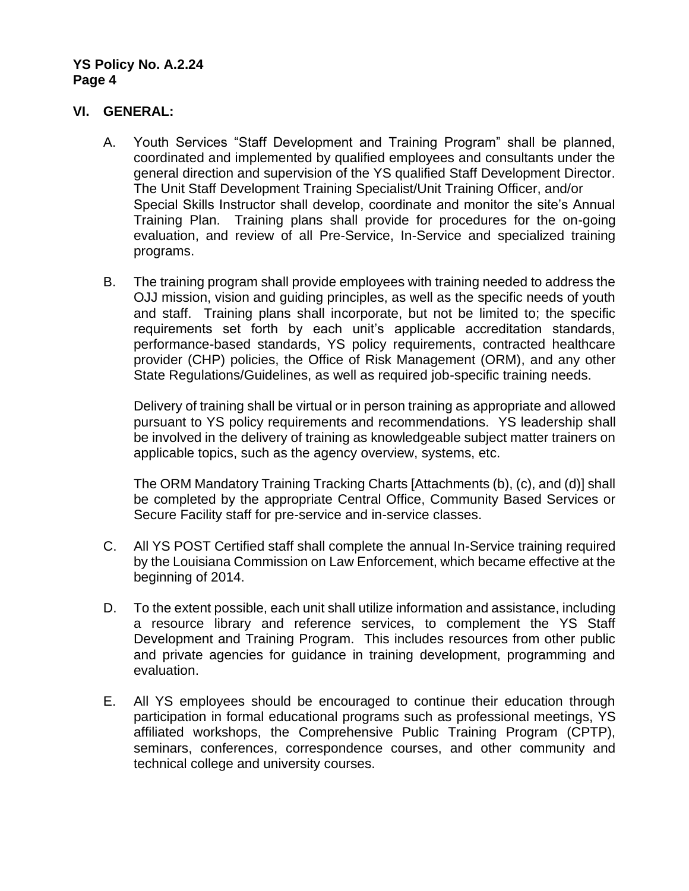## VI. GENERAL:

A. Youth Services "Staff Development and Training Program" shall be planned, coordinated and implemented by qualified employees and consultants under the general direction and supervision of the YS qualified Staff Development Director. The Unit Staff Development Training Specialist/Unit Training Officer, and/or Special Skills Instructor shall develop, coordinate and monitor the site's Annual Training Plan. Training plans shall provide for procedures for the on-going evaluation, and review of all Pre-Service, In-Service and specialized training programs.

B. The training program shall provide employees with training needed to address the OJJ mission, vision and guiding principles, as well as the specific needs of youth and staff. Training plans shall incorporate, but not be limited to; the specific requirements set forth by each unit's applicable accreditation standards, performance-based standards, YS policy requirements, contracted healthcare provider (CHP) policies, the Office of Risk Management (ORM), and any other State Regulations/Guidelines, as well as required job-specific training needs.

   Delivery of training shall be virtual or in person training as appropriate and allowed pursuant to YS policy requirements and recommendations. YS leadership shall be involved in the delivery of training as knowledgeable subject matter trainers on applicable topics, such as the agency overview, systems, etc.

   The ORM Mandatory Training Tracking Charts [Attachments (b), (c), and (d)] shall be completed by the appropriate Central Office, Community Based Services or Secure Facility staff for pre-service and in-service classes.

C. All YS POST Certified staff shall complete the annual In-Service training required by the Louisiana Commission on Law Enforcement, which became effective at the beginning of 2014.

D. To the extent possible, each unit shall utilize information and assistance, including a resource library and reference services, to complement the YS Staff Development and Training Program. This includes resources from other public and private agencies for guidance in training development, programming and evaluation.

E. All YS employees should be encouraged to continue their education through participation in formal educational programs such as professional meetings, YS affiliated workshops, the Comprehensive Public Training Program (CPTP), seminars, conferences, correspondence courses, and other community and technical college and university courses.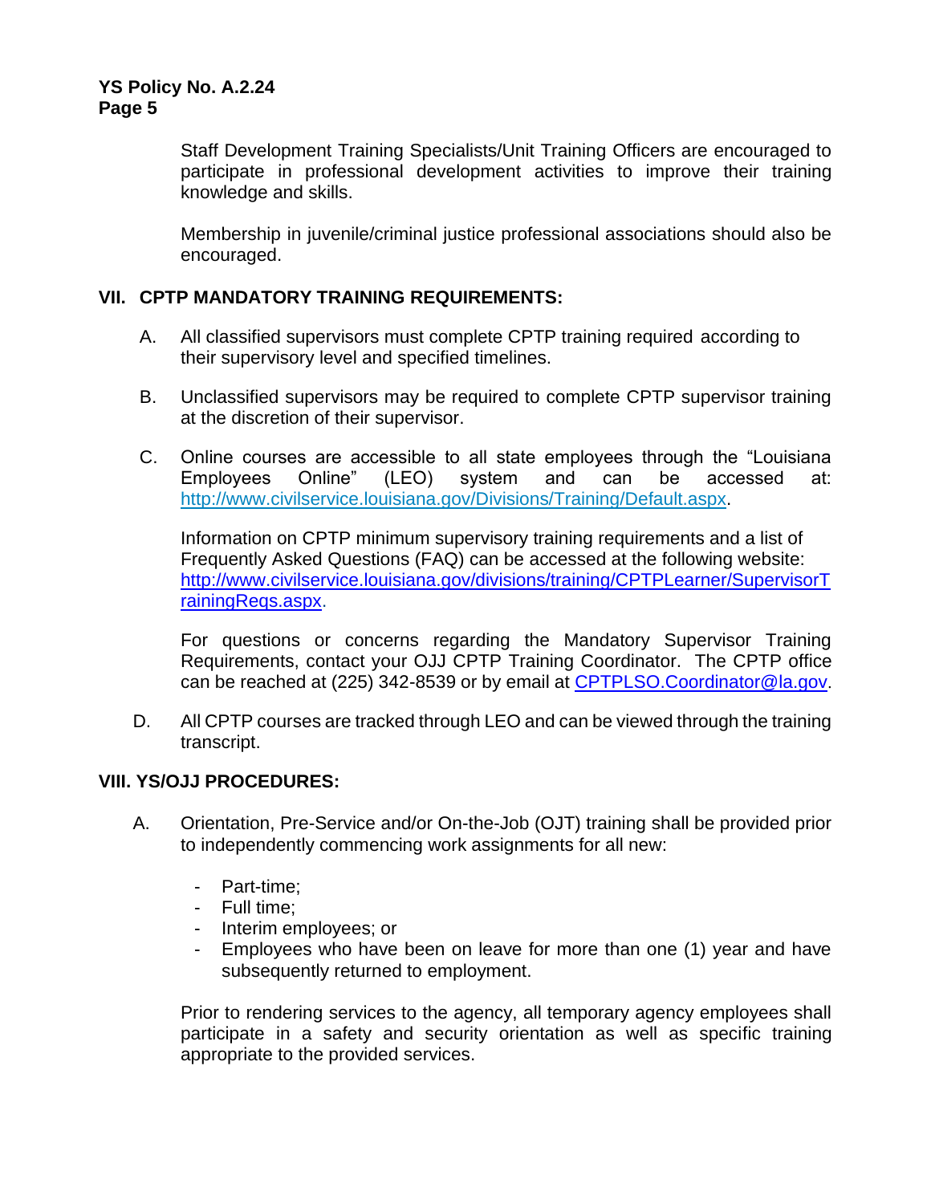Staff Development Training Specialists/Unit Training Officers are encouraged to participate in professional development activities to improve their training knowledge and skills.

Membership in juvenile/criminal justice professional associations should also be encouraged.

## VII. CPTP MANDATORY TRAINING REQUIREMENTS:

A. All classified supervisors must complete CPTP training required according to their supervisory level and specified timelines.

B. Unclassified supervisors may be required to complete CPTP supervisor training at the discretion of their supervisor.

C. Online courses are accessible to all state employees through the "Louisiana Employees Online" (LEO) system and can be accessed at: [http://www.civilservice.louisiana.gov/Divisions/Training/Default.aspx](http://www.civilservice.louisiana.gov/Divisions/Training/Default.aspx).

   Information on CPTP minimum supervisory training requirements and a list of Frequently Asked Questions (FAQ) can be accessed at the following website: [http://www.civilservice.louisiana.gov/divisions/training/CPTPLearner/SupervisorTrainingReqs.aspx](http://www.civilservice.louisiana.gov/divisions/training/CPTPLearner/SupervisorTrainingReqs.aspx).

   For questions or concerns regarding the Mandatory Supervisor Training Requirements, contact your OJJ CPTP Training Coordinator. The CPTP office can be reached at (225) 342-8539 or by email at [CPTPLSO.Coordinator@la.gov](mailto:CPTPLSO.Coordinator@la.gov).

D. All CPTP courses are tracked through LEO and can be viewed through the training transcript.

## VIII. YS/OJJ PROCEDURES:

A. Orientation, Pre-Service and/or On-the-Job (OJT) training shall be provided prior to independently commencing work assignments for all new:

   - Part-time;
   - Full time;
   - Interim employees; or
   - Employees who have been on leave for more than one (1) year and have subsequently returned to employment.

   Prior to rendering services to the agency, all temporary agency employees shall participate in a safety and security orientation as well as specific training appropriate to the provided services.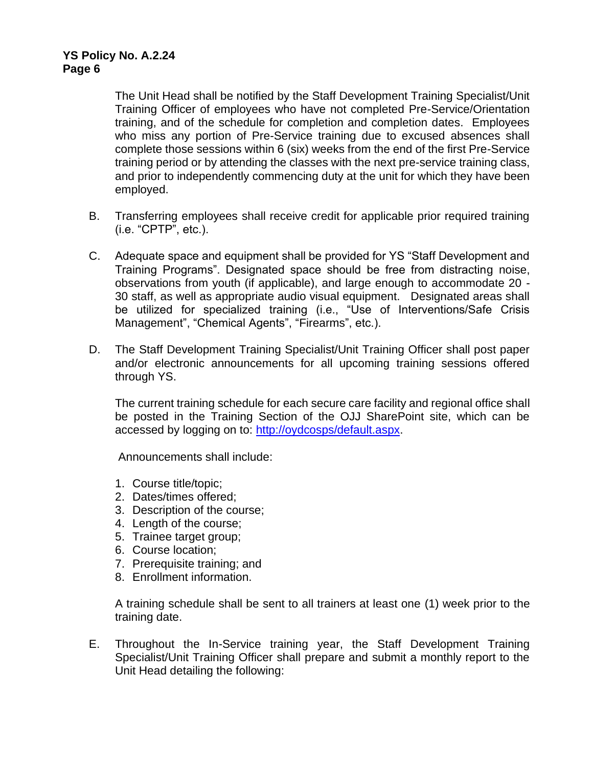The Unit Head shall be notified by the Staff Development Training Specialist/Unit Training Officer of employees who have not completed Pre-Service/Orientation training, and of the schedule for completion and completion dates. Employees who miss any portion of Pre-Service training due to excused absences shall complete those sessions within 6 (six) weeks from the end of the first Pre-Service training period or by attending the classes with the next pre-service training class, and prior to independently commencing duty at the unit for which they have been employed.

B. Transferring employees shall receive credit for applicable prior required training (i.e. "CPTP", etc.).

C. Adequate space and equipment shall be provided for YS "Staff Development and Training Programs". Designated space should be free from distracting noise, observations from youth (if applicable), and large enough to accommodate 20 - 30 staff, as well as appropriate audio visual equipment. Designated areas shall be utilized for specialized training (i.e., "Use of Interventions/Safe Crisis Management", "Chemical Agents", "Firearms", etc.).

D. The Staff Development Training Specialist/Unit Training Officer shall post paper and/or electronic announcements for all upcoming training sessions offered through YS.

The current training schedule for each secure care facility and regional office shall be posted in the Training Section of the OJJ SharePoint site, which can be accessed by logging on to: [http://oydcosps/default.aspx](http://oydcosps/default.aspx).

Announcements shall include:

1. Course title/topic;
2. Dates/times offered;
3. Description of the course;
4. Length of the course;
5. Trainee target group;
6. Course location;
7. Prerequisite training; and
8. Enrollment information.

A training schedule shall be sent to all trainers at least one (1) week prior to the training date.

E. Throughout the In-Service training year, the Staff Development Training Specialist/Unit Training Officer shall prepare and submit a monthly report to the Unit Head detailing the following: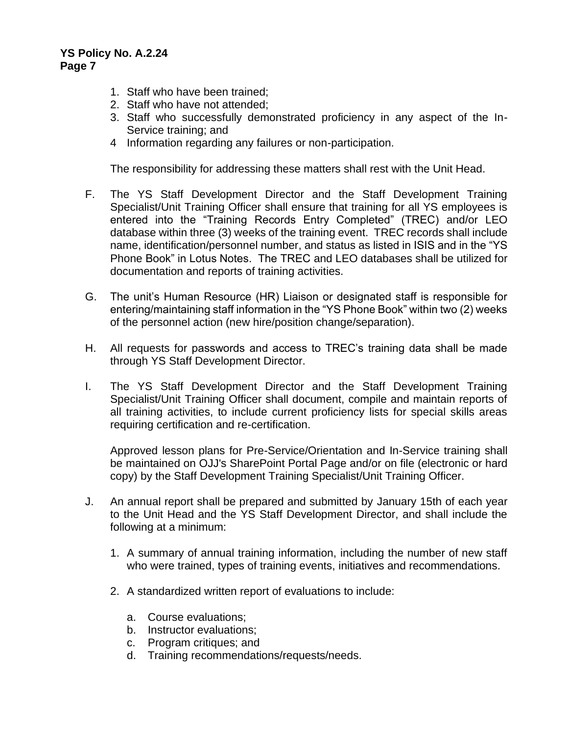1. Staff who have been trained;
2. Staff who have not attended;
3. Staff who successfully demonstrated proficiency in any aspect of the In-Service training; and
4 Information regarding any failures or non-participation.

The responsibility for addressing these matters shall rest with the Unit Head.

F. The YS Staff Development Director and the Staff Development Training Specialist/Unit Training Officer shall ensure that training for all YS employees is entered into the "Training Records Entry Completed" (TREC) and/or LEO database within three (3) weeks of the training event. TREC records shall include name, identification/personnel number, and status as listed in ISIS and in the "YS Phone Book" in Lotus Notes. The TREC and LEO databases shall be utilized for documentation and reports of training activities.

G. The unit's Human Resource (HR) Liaison or designated staff is responsible for entering/maintaining staff information in the "YS Phone Book" within two (2) weeks of the personnel action (new hire/position change/separation).

H. All requests for passwords and access to TREC's training data shall be made through YS Staff Development Director.

I. The YS Staff Development Director and the Staff Development Training Specialist/Unit Training Officer shall document, compile and maintain reports of all training activities, to include current proficiency lists for special skills areas requiring certification and re-certification.

   Approved lesson plans for Pre-Service/Orientation and In-Service training shall be maintained on OJJ's SharePoint Portal Page and/or on file (electronic or hard copy) by the Staff Development Training Specialist/Unit Training Officer.

J. An annual report shall be prepared and submitted by January 15th of each year to the Unit Head and the YS Staff Development Director, and shall include the following at a minimum:

   1. A summary of annual training information, including the number of new staff who were trained, types of training events, initiatives and recommendations.

   2. A standardized written report of evaluations to include:

      a. Course evaluations;
      b. Instructor evaluations;
      c. Program critiques; and
      d. Training recommendations/requests/needs.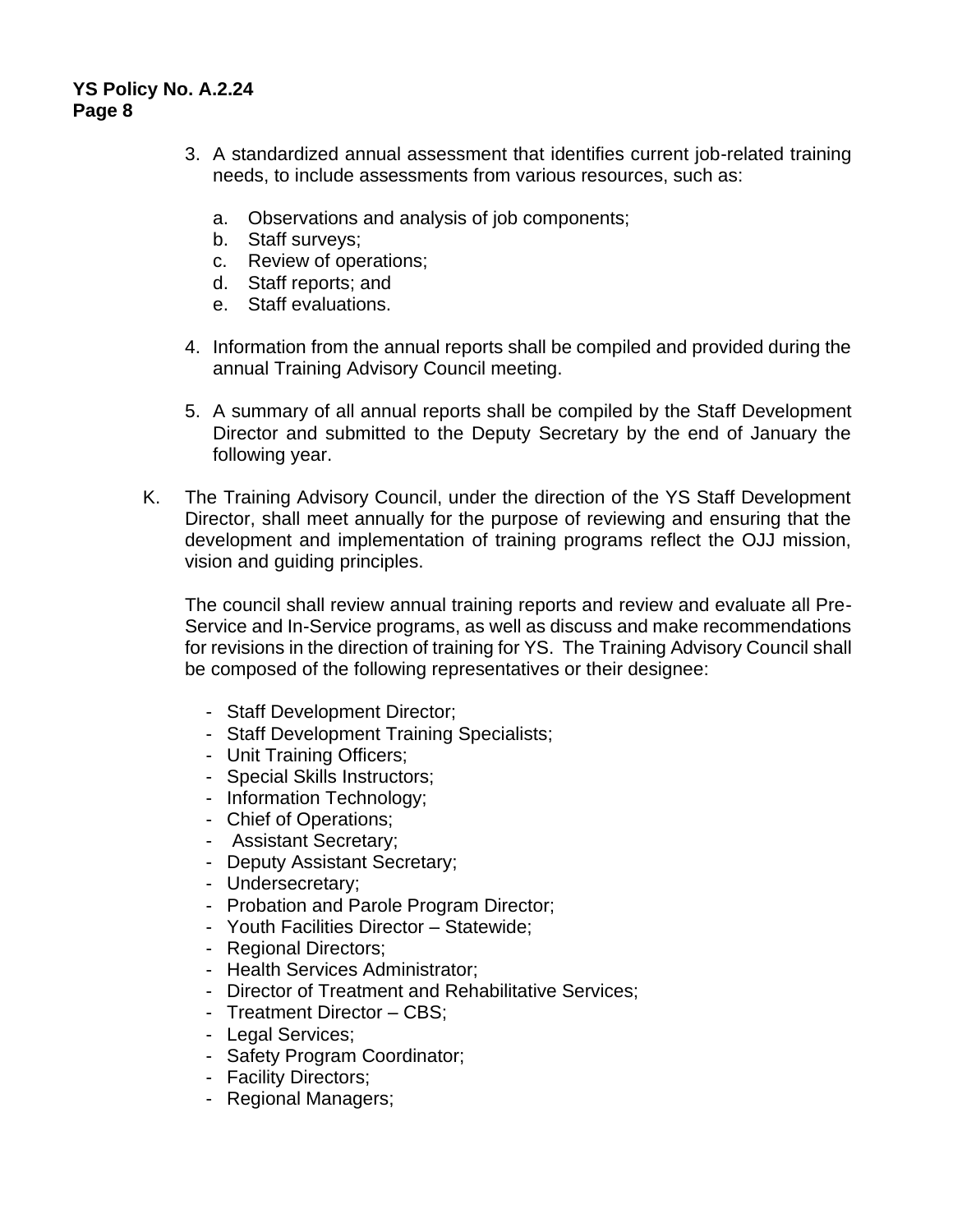3. A standardized annual assessment that identifies current job-related training needs, to include assessments from various resources, such as:

    a. Observations and analysis of job components;
    b. Staff surveys;
    c. Review of operations;
    d. Staff reports; and
    e. Staff evaluations.

4. Information from the annual reports shall be compiled and provided during the annual Training Advisory Council meeting.

5. A summary of all annual reports shall be compiled by the Staff Development Director and submitted to the Deputy Secretary by the end of January the following year.

K. The Training Advisory Council, under the direction of the YS Staff Development Director, shall meet annually for the purpose of reviewing and ensuring that the development and implementation of training programs reflect the OJJ mission, vision and guiding principles.

The council shall review annual training reports and review and evaluate all Pre-Service and In-Service programs, as well as discuss and make recommendations for revisions in the direction of training for YS. The Training Advisory Council shall be composed of the following representatives or their designee:

- Staff Development Director;
- Staff Development Training Specialists;
- Unit Training Officers;
- Special Skills Instructors;
- Information Technology;
- Chief of Operations;
- Assistant Secretary;
- Deputy Assistant Secretary;
- Undersecretary;
- Probation and Parole Program Director;
- Youth Facilities Director – Statewide;
- Regional Directors;
- Health Services Administrator;
- Director of Treatment and Rehabilitative Services;
- Treatment Director – CBS;
- Legal Services;
- Safety Program Coordinator;
- Facility Directors;
- Regional Managers;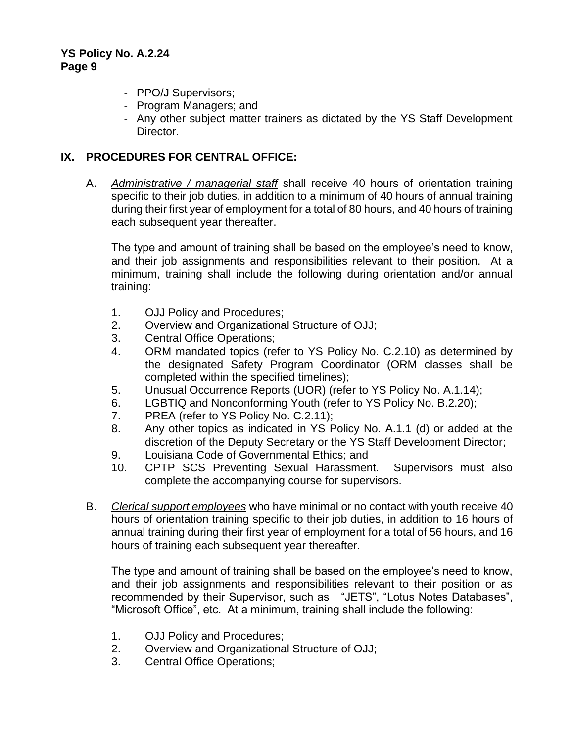- PPO/J Supervisors;
- Program Managers; and
- Any other subject matter trainers as dictated by the YS Staff Development Director.

## IX. PROCEDURES FOR CENTRAL OFFICE:

A. *Administrative / managerial staff* shall receive 40 hours of orientation training specific to their job duties, in addition to a minimum of 40 hours of annual training during their first year of employment for a total of 80 hours, and 40 hours of training each subsequent year thereafter.

The type and amount of training shall be based on the employee's need to know, and their job assignments and responsibilities relevant to their position. At a minimum, training shall include the following during orientation and/or annual training:

1. OJJ Policy and Procedures;
2. Overview and Organizational Structure of OJJ;
3. Central Office Operations;
4. ORM mandated topics (refer to YS Policy No. C.2.10) as determined by the designated Safety Program Coordinator (ORM classes shall be completed within the specified timelines);
5. Unusual Occurrence Reports (UOR) (refer to YS Policy No. A.1.14);
6. LGBTIQ and Nonconforming Youth (refer to YS Policy No. B.2.20);
7. PREA (refer to YS Policy No. C.2.11);
8. Any other topics as indicated in YS Policy No. A.1.1 (d) or added at the discretion of the Deputy Secretary or the YS Staff Development Director;
9. Louisiana Code of Governmental Ethics; and
10. CPTP SCS Preventing Sexual Harassment. Supervisors must also complete the accompanying course for supervisors.

B. *Clerical support employees* who have minimal or no contact with youth receive 40 hours of orientation training specific to their job duties, in addition to 16 hours of annual training during their first year of employment for a total of 56 hours, and 16 hours of training each subsequent year thereafter.

The type and amount of training shall be based on the employee's need to know, and their job assignments and responsibilities relevant to their position or as recommended by their Supervisor, such as "JETS", "Lotus Notes Databases", "Microsoft Office", etc. At a minimum, training shall include the following:

1. OJJ Policy and Procedures;
2. Overview and Organizational Structure of OJJ;
3. Central Office Operations;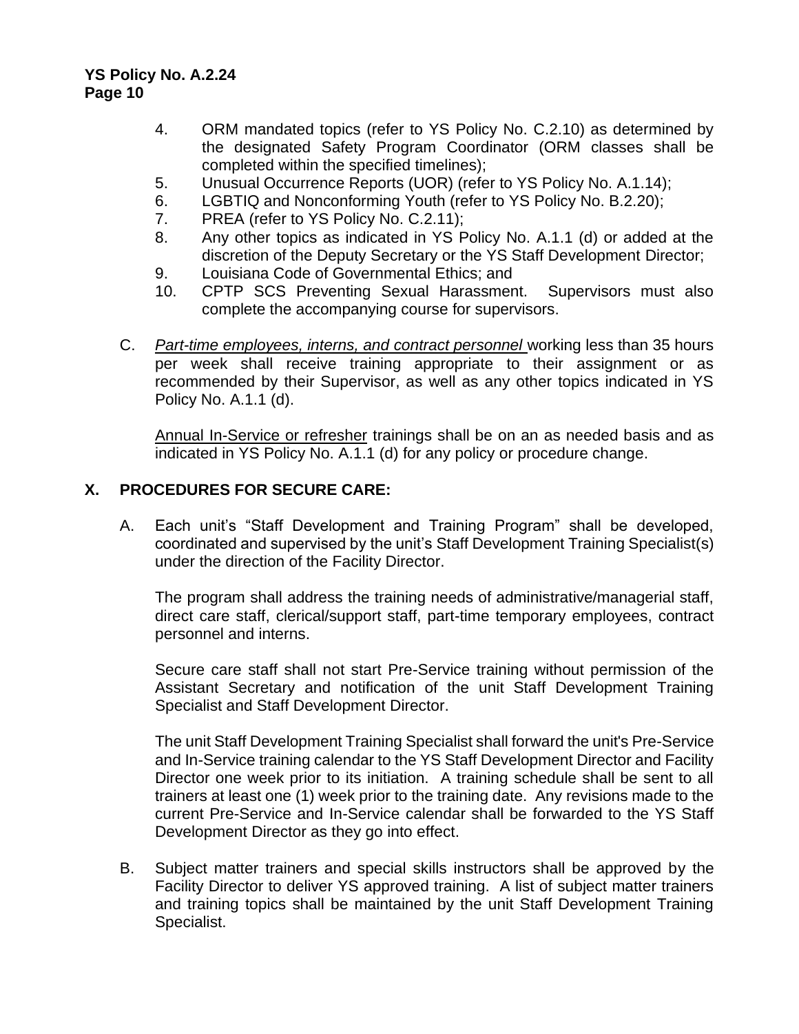4. ORM mandated topics (refer to YS Policy No. C.2.10) as determined by the designated Safety Program Coordinator (ORM classes shall be completed within the specified timelines);
5. Unusual Occurrence Reports (UOR) (refer to YS Policy No. A.1.14);
6. LGBTIQ and Nonconforming Youth (refer to YS Policy No. B.2.20);
7. PREA (refer to YS Policy No. C.2.11);
8. Any other topics as indicated in YS Policy No. A.1.1 (d) or added at the discretion of the Deputy Secretary or the YS Staff Development Director;
9. Louisiana Code of Governmental Ethics; and
10. CPTP SCS Preventing Sexual Harassment. Supervisors must also complete the accompanying course for supervisors.

C. *Part-time employees, interns, and contract personnel* working less than 35 hours per week shall receive training appropriate to their assignment or as recommended by their Supervisor, as well as any other topics indicated in YS Policy No. A.1.1 (d).

Annual In-Service or refresher trainings shall be on an as needed basis and as indicated in YS Policy No. A.1.1 (d) for any policy or procedure change.

## X. PROCEDURES FOR SECURE CARE:

A. Each unit's "Staff Development and Training Program" shall be developed, coordinated and supervised by the unit's Staff Development Training Specialist(s) under the direction of the Facility Director.

The program shall address the training needs of administrative/managerial staff, direct care staff, clerical/support staff, part-time temporary employees, contract personnel and interns.

Secure care staff shall not start Pre-Service training without permission of the Assistant Secretary and notification of the unit Staff Development Training Specialist and Staff Development Director.

The unit Staff Development Training Specialist shall forward the unit's Pre-Service and In-Service training calendar to the YS Staff Development Director and Facility Director one week prior to its initiation. A training schedule shall be sent to all trainers at least one (1) week prior to the training date. Any revisions made to the current Pre-Service and In-Service calendar shall be forwarded to the YS Staff Development Director as they go into effect.

B. Subject matter trainers and special skills instructors shall be approved by the Facility Director to deliver YS approved training. A list of subject matter trainers and training topics shall be maintained by the unit Staff Development Training Specialist.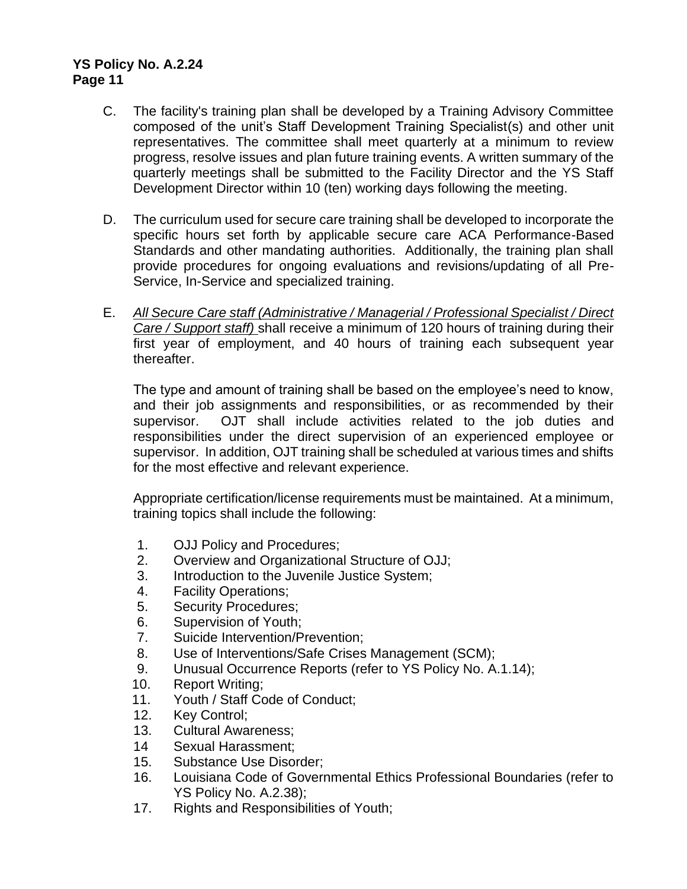C. The facility's training plan shall be developed by a Training Advisory Committee composed of the unit's Staff Development Training Specialist(s) and other unit representatives. The committee shall meet quarterly at a minimum to review progress, resolve issues and plan future training events. A written summary of the quarterly meetings shall be submitted to the Facility Director and the YS Staff Development Director within 10 (ten) working days following the meeting.

D. The curriculum used for secure care training shall be developed to incorporate the specific hours set forth by applicable secure care ACA Performance-Based Standards and other mandating authorities. Additionally, the training plan shall provide procedures for ongoing evaluations and revisions/updating of all Pre-Service, In-Service and specialized training.

E. *All Secure Care staff (Administrative / Managerial / Professional Specialist / Direct Care / Support staff)* shall receive a minimum of 120 hours of training during their first year of employment, and 40 hours of training each subsequent year thereafter.

   The type and amount of training shall be based on the employee's need to know, and their job assignments and responsibilities, or as recommended by their supervisor. OJT shall include activities related to the job duties and responsibilities under the direct supervision of an experienced employee or supervisor. In addition, OJT training shall be scheduled at various times and shifts for the most effective and relevant experience.

   Appropriate certification/license requirements must be maintained. At a minimum, training topics shall include the following:

   1. OJJ Policy and Procedures;
   2. Overview and Organizational Structure of OJJ;
   3. Introduction to the Juvenile Justice System;
   4. Facility Operations;
   5. Security Procedures;
   6. Supervision of Youth;
   7. Suicide Intervention/Prevention;
   8. Use of Interventions/Safe Crises Management (SCM);
   9. Unusual Occurrence Reports (refer to YS Policy No. A.1.14);
   10. Report Writing;
   11. Youth / Staff Code of Conduct;
   12. Key Control;
   13. Cultural Awareness;
   14. Sexual Harassment;
   15. Substance Use Disorder;
   16. Louisiana Code of Governmental Ethics Professional Boundaries (refer to YS Policy No. A.2.38);
   17. Rights and Responsibilities of Youth;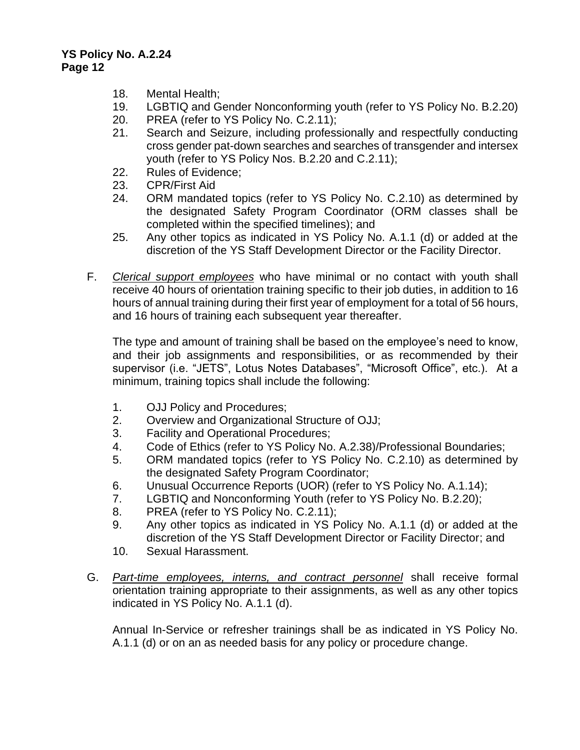18. Mental Health;
19. LGBTIQ and Gender Nonconforming youth (refer to YS Policy No. B.2.20)
20. PREA (refer to YS Policy No. C.2.11);
21. Search and Seizure, including professionally and respectfully conducting cross gender pat-down searches and searches of transgender and intersex youth (refer to YS Policy Nos. B.2.20 and C.2.11);
22. Rules of Evidence;
23. CPR/First Aid
24. ORM mandated topics (refer to YS Policy No. C.2.10) as determined by the designated Safety Program Coordinator (ORM classes shall be completed within the specified timelines); and
25. Any other topics as indicated in YS Policy No. A.1.1 (d) or added at the discretion of the YS Staff Development Director or the Facility Director.

F. *Clerical support employees* who have minimal or no contact with youth shall receive 40 hours of orientation training specific to their job duties, in addition to 16 hours of annual training during their first year of employment for a total of 56 hours, and 16 hours of training each subsequent year thereafter.

The type and amount of training shall be based on the employee's need to know, and their job assignments and responsibilities, or as recommended by their supervisor (i.e. "JETS", Lotus Notes Databases", "Microsoft Office", etc.). At a minimum, training topics shall include the following:

1. OJJ Policy and Procedures;
2. Overview and Organizational Structure of OJJ;
3. Facility and Operational Procedures;
4. Code of Ethics (refer to YS Policy No. A.2.38)/Professional Boundaries;
5. ORM mandated topics (refer to YS Policy No. C.2.10) as determined by the designated Safety Program Coordinator;
6. Unusual Occurrence Reports (UOR) (refer to YS Policy No. A.1.14);
7. LGBTIQ and Nonconforming Youth (refer to YS Policy No. B.2.20);
8. PREA (refer to YS Policy No. C.2.11);
9. Any other topics as indicated in YS Policy No. A.1.1 (d) or added at the discretion of the YS Staff Development Director or Facility Director; and
10. Sexual Harassment.

G. *Part-time employees, interns, and contract personnel* shall receive formal orientation training appropriate to their assignments, as well as any other topics indicated in YS Policy No. A.1.1 (d).

Annual In-Service or refresher trainings shall be as indicated in YS Policy No. A.1.1 (d) or on an as needed basis for any policy or procedure change.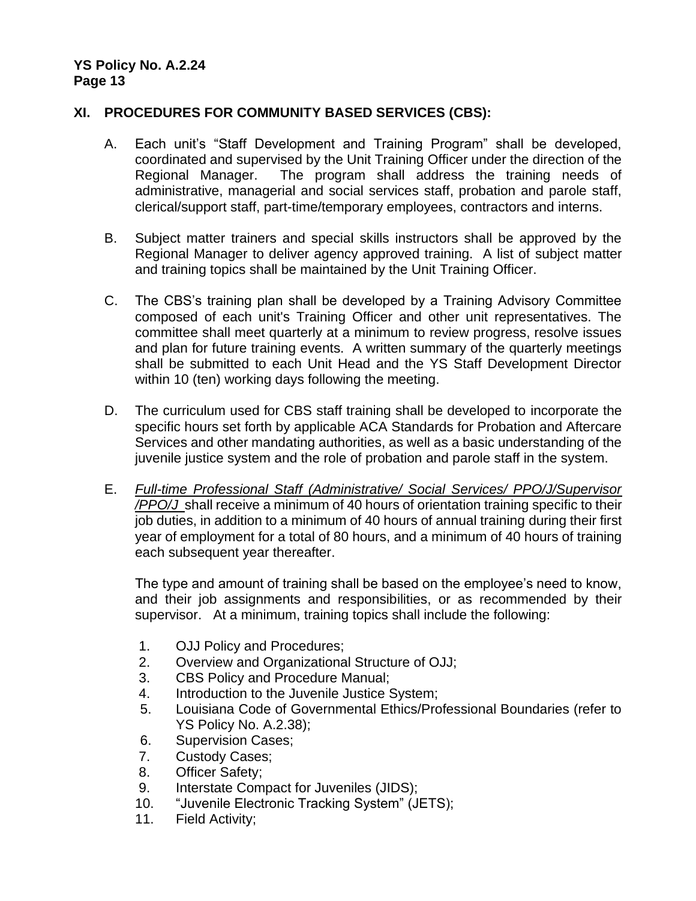## XI. PROCEDURES FOR COMMUNITY BASED SERVICES (CBS):

A. Each unit's "Staff Development and Training Program" shall be developed, coordinated and supervised by the Unit Training Officer under the direction of the Regional Manager. The program shall address the training needs of administrative, managerial and social services staff, probation and parole staff, clerical/support staff, part-time/temporary employees, contractors and interns.

B. Subject matter trainers and special skills instructors shall be approved by the Regional Manager to deliver agency approved training. A list of subject matter and training topics shall be maintained by the Unit Training Officer.

C. The CBS's training plan shall be developed by a Training Advisory Committee composed of each unit's Training Officer and other unit representatives. The committee shall meet quarterly at a minimum to review progress, resolve issues and plan for future training events. A written summary of the quarterly meetings shall be submitted to each Unit Head and the YS Staff Development Director within 10 (ten) working days following the meeting.

D. The curriculum used for CBS staff training shall be developed to incorporate the specific hours set forth by applicable ACA Standards for Probation and Aftercare Services and other mandating authorities, as well as a basic understanding of the juvenile justice system and the role of probation and parole staff in the system.

E. *Full-time Professional Staff (Administrative/ Social Services/ PPO/J/Supervisor /PPO/J* shall receive a minimum of 40 hours of orientation training specific to their job duties, in addition to a minimum of 40 hours of annual training during their first year of employment for a total of 80 hours, and a minimum of 40 hours of training each subsequent year thereafter.

   The type and amount of training shall be based on the employee's need to know, and their job assignments and responsibilities, or as recommended by their supervisor. At a minimum, training topics shall include the following:

   1. OJJ Policy and Procedures;
   2. Overview and Organizational Structure of OJJ;
   3. CBS Policy and Procedure Manual;
   4. Introduction to the Juvenile Justice System;
   5. Louisiana Code of Governmental Ethics/Professional Boundaries (refer to YS Policy No. A.2.38);
   6. Supervision Cases;
   7. Custody Cases;
   8. Officer Safety;
   9. Interstate Compact for Juveniles (JIDS);
   10. "Juvenile Electronic Tracking System" (JETS);
   11. Field Activity;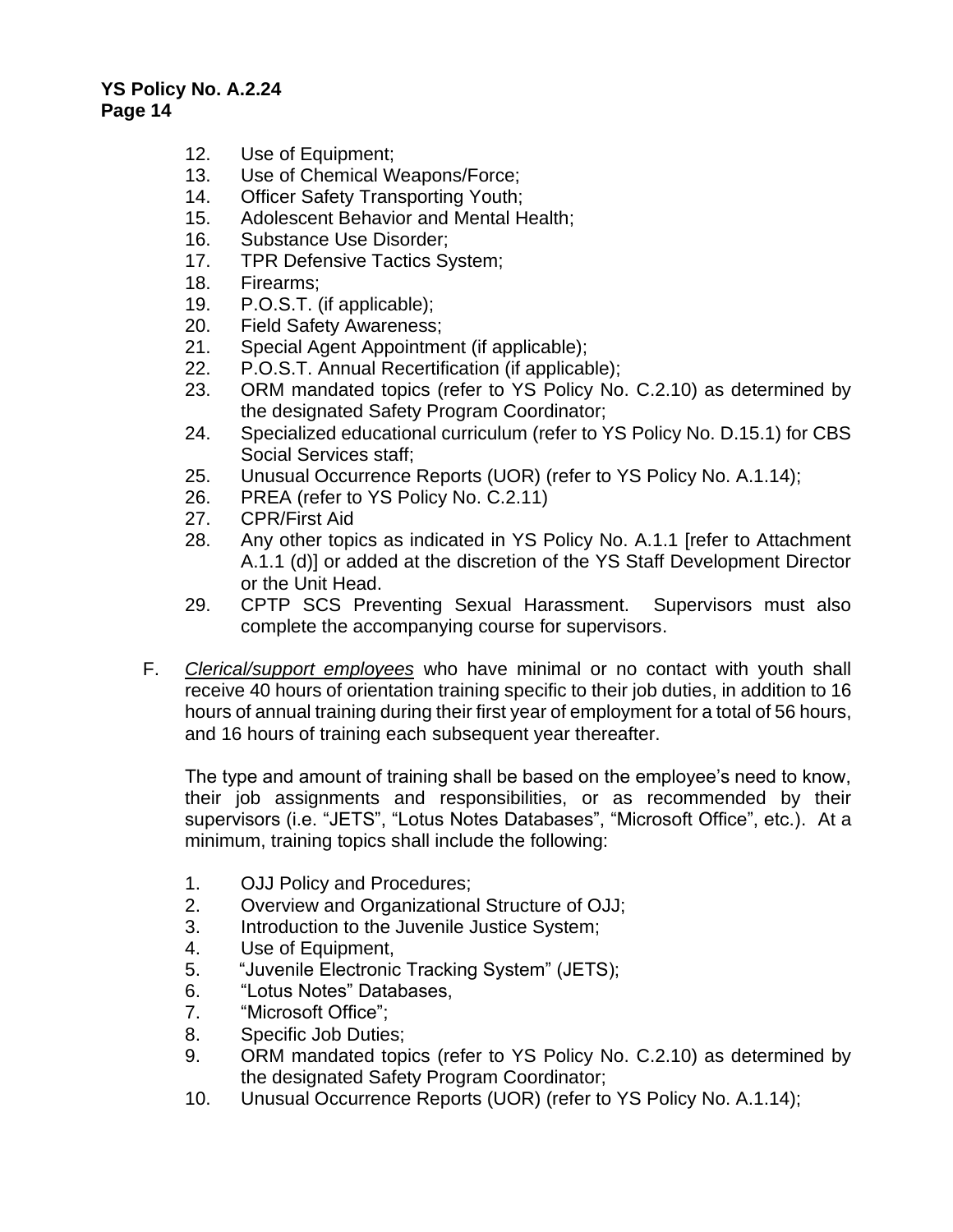12. Use of Equipment;
13. Use of Chemical Weapons/Force;
14. Officer Safety Transporting Youth;
15. Adolescent Behavior and Mental Health;
16. Substance Use Disorder;
17. TPR Defensive Tactics System;
18. Firearms;
19. P.O.S.T. (if applicable);
20. Field Safety Awareness;
21. Special Agent Appointment (if applicable);
22. P.O.S.T. Annual Recertification (if applicable);
23. ORM mandated topics (refer to YS Policy No. C.2.10) as determined by the designated Safety Program Coordinator;
24. Specialized educational curriculum (refer to YS Policy No. D.15.1) for CBS Social Services staff;
25. Unusual Occurrence Reports (UOR) (refer to YS Policy No. A.1.14);
26. PREA (refer to YS Policy No. C.2.11)
27. CPR/First Aid
28. Any other topics as indicated in YS Policy No. A.1.1 [refer to Attachment A.1.1 (d)] or added at the discretion of the YS Staff Development Director or the Unit Head.
29. CPTP SCS Preventing Sexual Harassment. Supervisors must also complete the accompanying course for supervisors.

F. *Clerical/support employees* who have minimal or no contact with youth shall receive 40 hours of orientation training specific to their job duties, in addition to 16 hours of annual training during their first year of employment for a total of 56 hours, and 16 hours of training each subsequent year thereafter.

The type and amount of training shall be based on the employee's need to know, their job assignments and responsibilities, or as recommended by their supervisors (i.e. "JETS", "Lotus Notes Databases", "Microsoft Office", etc.). At a minimum, training topics shall include the following:

1. OJJ Policy and Procedures;
2. Overview and Organizational Structure of OJJ;
3. Introduction to the Juvenile Justice System;
4. Use of Equipment,
5. "Juvenile Electronic Tracking System" (JETS);
6. "Lotus Notes" Databases,
7. "Microsoft Office";
8. Specific Job Duties;
9. ORM mandated topics (refer to YS Policy No. C.2.10) as determined by the designated Safety Program Coordinator;
10. Unusual Occurrence Reports (UOR) (refer to YS Policy No. A.1.14);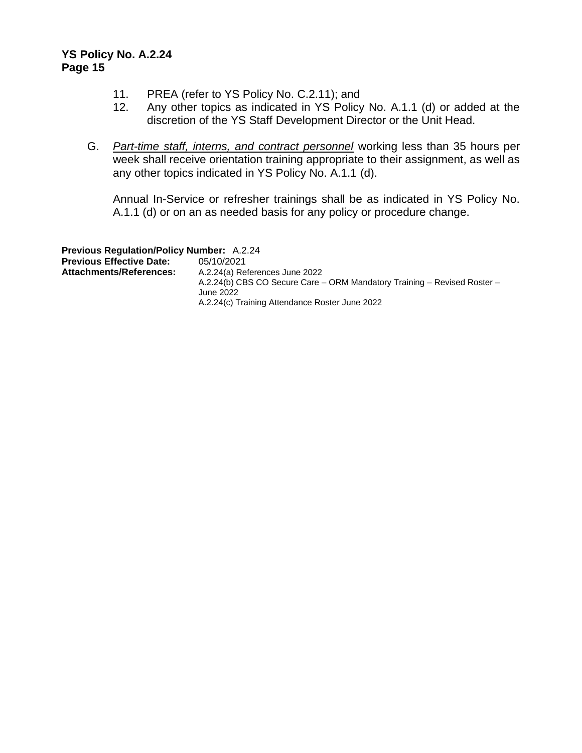11. PREA (refer to YS Policy No. C.2.11); and
12. Any other topics as indicated in YS Policy No. A.1.1 (d) or added at the discretion of the YS Staff Development Director or the Unit Head.

G. *Part-time staff, interns, and contract personnel* working less than 35 hours per week shall receive orientation training appropriate to their assignment, as well as any other topics indicated in YS Policy No. A.1.1 (d).

Annual In-Service or refresher trainings shall be as indicated in YS Policy No. A.1.1 (d) or on an as needed basis for any policy or procedure change.

**Previous Regulation/Policy Number:** A.2.24
**Previous Effective Date:** 05/10/2021
**Attachments/References:** A.2.24(a) References June 2022
A.2.24(b) CBS CO Secure Care – ORM Mandatory Training – Revised Roster – June 2022
A.2.24(c) Training Attendance Roster June 2022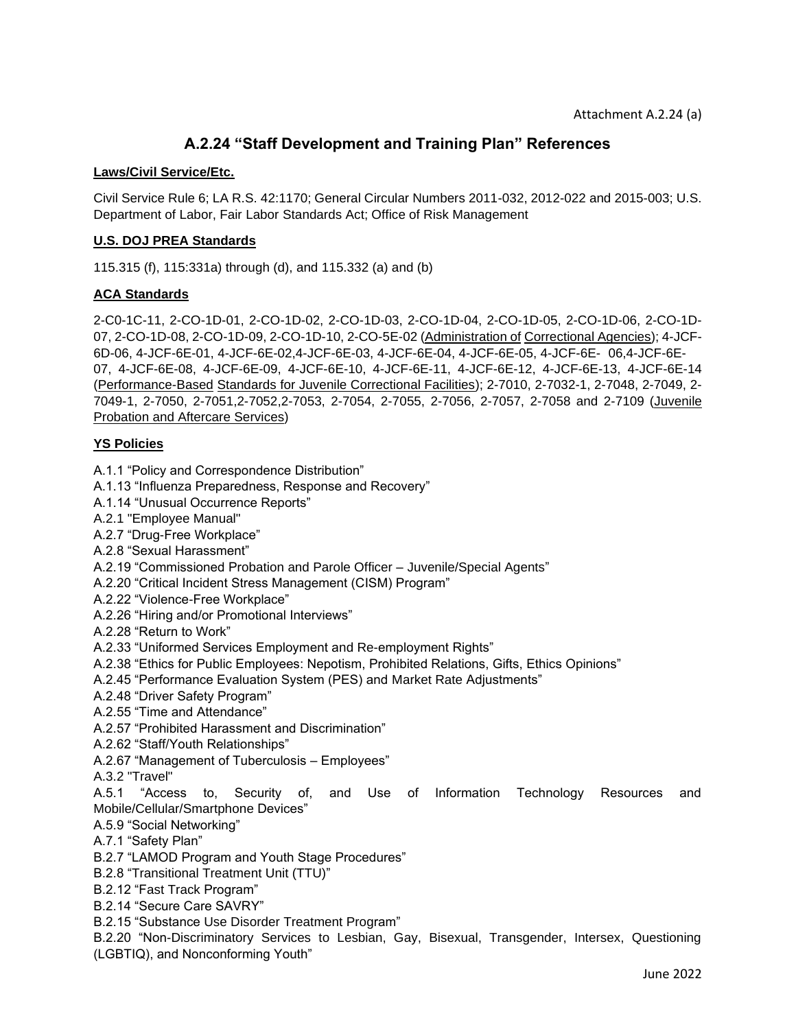Attachment A.2.24 (a)

# A.2.24 "Staff Development and Training Plan" References

**Laws/Civil Service/Etc.**

Civil Service Rule 6; LA R.S. 42:1170; General Circular Numbers 2011-032, 2012-022 and 2015-003; U.S. Department of Labor, Fair Labor Standards Act; Office of Risk Management

**U.S. DOJ PREA Standards**

115.315 (f), 115:331a) through (d), and 115.332 (a) and (b)

**ACA Standards**

2-C0-1C-11, 2-CO-1D-01, 2-CO-1D-02, 2-CO-1D-03, 2-CO-1D-04, 2-CO-1D-05, 2-CO-1D-06, 2-CO-1D-07, 2-CO-1D-08, 2-CO-1D-09, 2-CO-1D-10, 2-CO-5E-02 (Administration of Correctional Agencies); 4-JCF-6D-06, 4-JCF-6E-01, 4-JCF-6E-02,4-JCF-6E-03, 4-JCF-6E-04, 4-JCF-6E-05, 4-JCF-6E- 06,4-JCF-6E-07, 4-JCF-6E-08, 4-JCF-6E-09, 4-JCF-6E-10, 4-JCF-6E-11, 4-JCF-6E-12, 4-JCF-6E-13, 4-JCF-6E-14 (Performance-Based Standards for Juvenile Correctional Facilities); 2-7010, 2-7032-1, 2-7048, 2-7049, 2-7049-1, 2-7050, 2-7051,2-7052,2-7053, 2-7054, 2-7055, 2-7056, 2-7057, 2-7058 and 2-7109 (Juvenile Probation and Aftercare Services)

**YS Policies**

A.1.1 "Policy and Correspondence Distribution"
A.1.13 "Influenza Preparedness, Response and Recovery"
A.1.14 "Unusual Occurrence Reports"
A.2.1 "Employee Manual"
A.2.7 "Drug-Free Workplace"
A.2.8 "Sexual Harassment"
A.2.19 "Commissioned Probation and Parole Officer – Juvenile/Special Agents"
A.2.20 "Critical Incident Stress Management (CISM) Program"
A.2.22 "Violence-Free Workplace"
A.2.26 "Hiring and/or Promotional Interviews"
A.2.28 "Return to Work"
A.2.33 "Uniformed Services Employment and Re-employment Rights"
A.2.38 "Ethics for Public Employees: Nepotism, Prohibited Relations, Gifts, Ethics Opinions"
A.2.45 "Performance Evaluation System (PES) and Market Rate Adjustments"
A.2.48 "Driver Safety Program"
A.2.55 "Time and Attendance"
A.2.57 "Prohibited Harassment and Discrimination"
A.2.62 "Staff/Youth Relationships"
A.2.67 "Management of Tuberculosis – Employees"
A.3.2 "Travel"
A.5.1 "Access to, Security of, and Use of Information Technology Resources and Mobile/Cellular/Smartphone Devices"
A.5.9 "Social Networking"
A.7.1 "Safety Plan"
B.2.7 "LAMOD Program and Youth Stage Procedures"
B.2.8 "Transitional Treatment Unit (TTU)"
B.2.12 "Fast Track Program"
B.2.14 "Secure Care SAVRY"
B.2.15 "Substance Use Disorder Treatment Program"
B.2.20 "Non-Discriminatory Services to Lesbian, Gay, Bisexual, Transgender, Intersex, Questioning (LGBTIQ), and Nonconforming Youth"

June 2022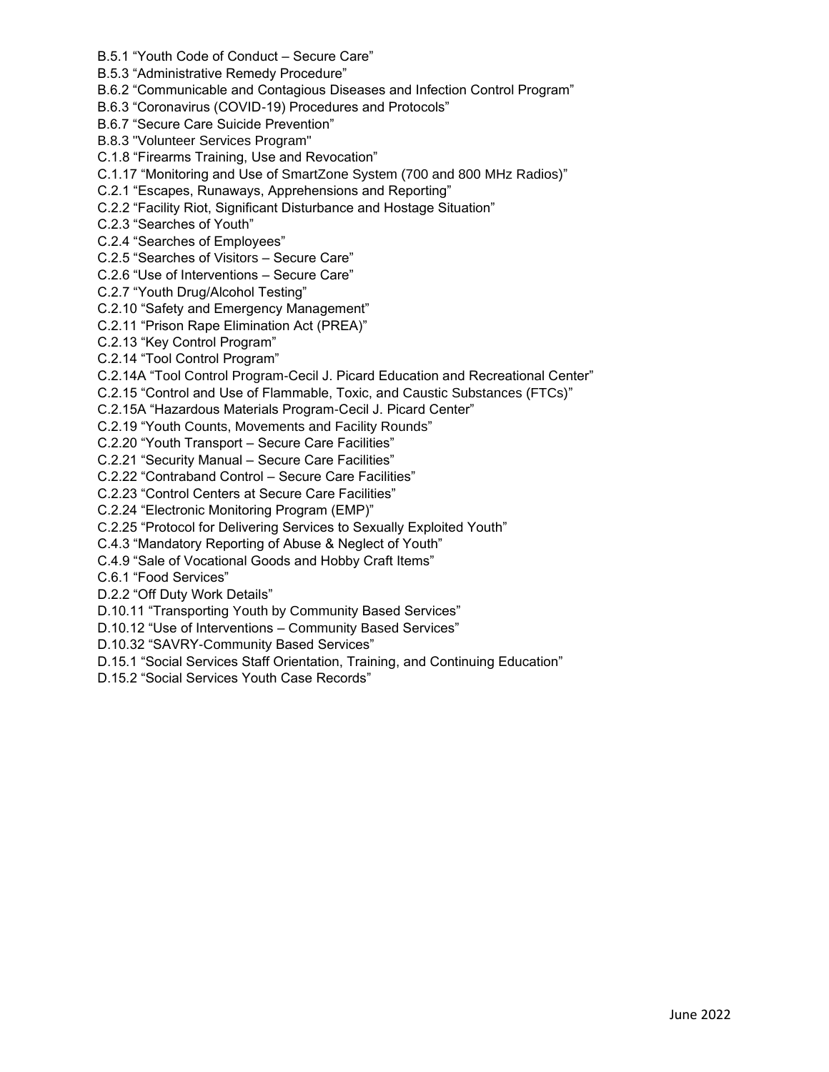B.5.1 “Youth Code of Conduct – Secure Care”
B.5.3 “Administrative Remedy Procedure”
B.6.2 “Communicable and Contagious Diseases and Infection Control Program”
B.6.3 “Coronavirus (COVID-19) Procedures and Protocols”
B.6.7 “Secure Care Suicide Prevention”
B.8.3 "Volunteer Services Program"
C.1.8 “Firearms Training, Use and Revocation”
C.1.17 “Monitoring and Use of SmartZone System (700 and 800 MHz Radios)”
C.2.1 “Escapes, Runaways, Apprehensions and Reporting”
C.2.2 “Facility Riot, Significant Disturbance and Hostage Situation”
C.2.3 “Searches of Youth”
C.2.4 “Searches of Employees”
C.2.5 “Searches of Visitors – Secure Care”
C.2.6 “Use of Interventions – Secure Care”
C.2.7 “Youth Drug/Alcohol Testing”
C.2.10 “Safety and Emergency Management”
C.2.11 “Prison Rape Elimination Act (PREA)”
C.2.13 “Key Control Program”
C.2.14 “Tool Control Program”
C.2.14A “Tool Control Program-Cecil J. Picard Education and Recreational Center”
C.2.15 “Control and Use of Flammable, Toxic, and Caustic Substances (FTCs)”
C.2.15A “Hazardous Materials Program-Cecil J. Picard Center”
C.2.19 “Youth Counts, Movements and Facility Rounds”
C.2.20 “Youth Transport – Secure Care Facilities”
C.2.21 “Security Manual – Secure Care Facilities”
C.2.22 “Contraband Control – Secure Care Facilities”
C.2.23 “Control Centers at Secure Care Facilities”
C.2.24 “Electronic Monitoring Program (EMP)”
C.2.25 “Protocol for Delivering Services to Sexually Exploited Youth”
C.4.3 “Mandatory Reporting of Abuse & Neglect of Youth”
C.4.9 “Sale of Vocational Goods and Hobby Craft Items”
C.6.1 “Food Services”
D.2.2 “Off Duty Work Details”
D.10.11 “Transporting Youth by Community Based Services”
D.10.12 “Use of Interventions – Community Based Services”
D.10.32 “SAVRY-Community Based Services”
D.15.1 “Social Services Staff Orientation, Training, and Continuing Education”
D.15.2 “Social Services Youth Case Records”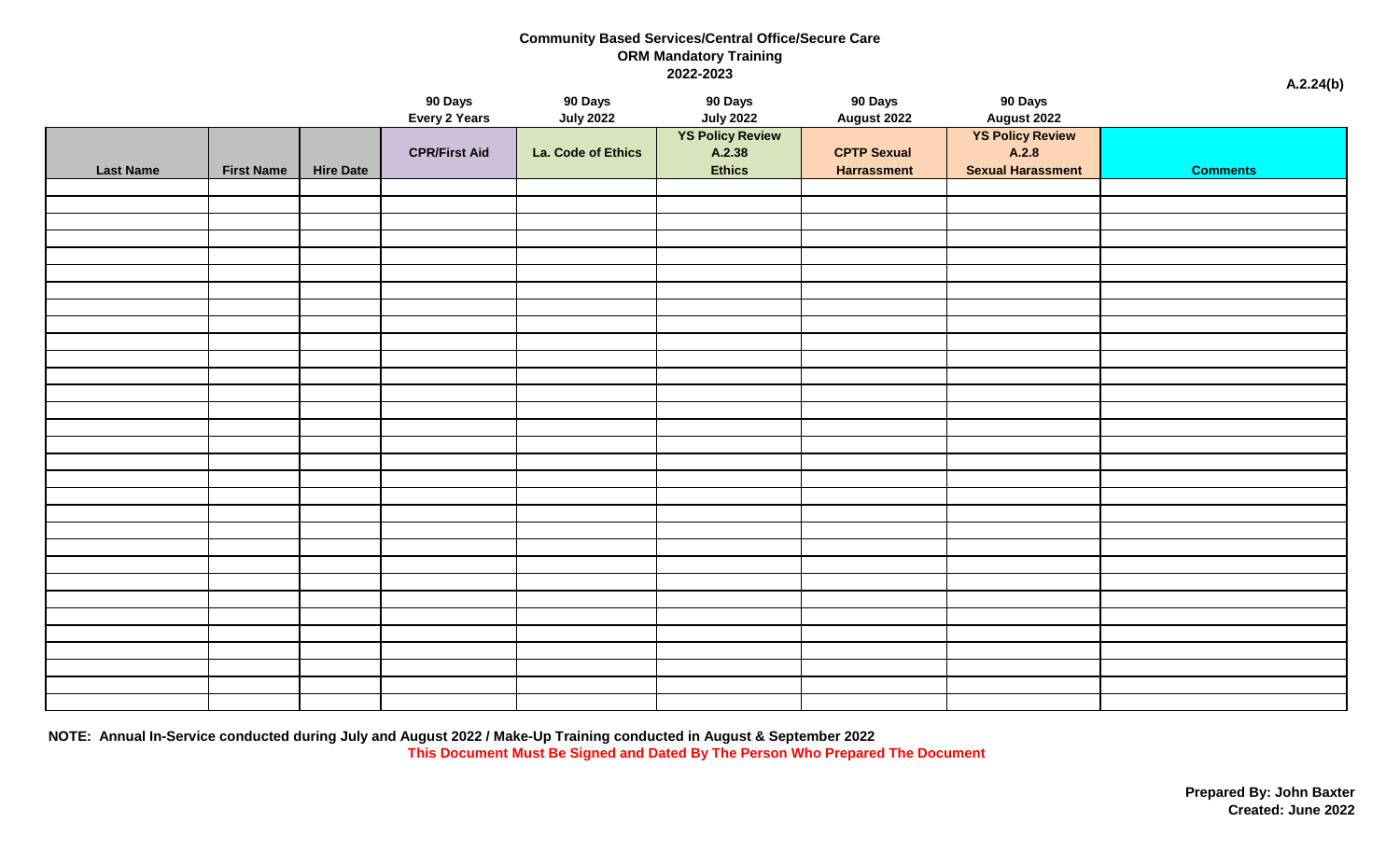**Community Based Services/Central Office/Secure Care**
**ORM Mandatory Training**
**2022-2023**

**A.2.24(b)**

| | | | 90 Days Every 2 Years | 90 Days July 2022 | 90 Days July 2022 | 90 Days August 2022 | 90 Days August 2022 | |
|---|---|---|---|---|---|---|---|---|
| **Last Name** | **First Name** | **Hire Date** | **CPR/First Aid** | **La. Code of Ethics** | **YS Policy Review A.2.38 Ethics** | **CPTP Sexual Harrassment** | **YS Policy Review A.2.8 Sexual Harassment** | **Comments** |
| | | | | | | | | |
| | | | | | | | | |
| | | | | | | | | |
| | | | | | | | | |
| | | | | | | | | |
| | | | | | | | | |
| | | | | | | | | |
| | | | | | | | | |
| | | | | | | | | |
| | | | | | | | | |
| | | | | | | | | |
| | | | | | | | | |
| | | | | | | | | |
| | | | | | | | | |
| | | | | | | | | |
| | | | | | | | | |
| | | | | | | | | |
| | | | | | | | | |
| | | | | | | | | |
| | | | | | | | | |
| | | | | | | | | |
| | | | | | | | | |
| | | | | | | | | |
| | | | | | | | | |
| | | | | | | | | |
| | | | | | | | | |
| | | | | | | | | |
| | | | | | | | | |
| | | | | | | | | |
| | | | | | | | | |

**NOTE: Annual In-Service conducted during July and August 2022 / Make-Up Training conducted in August & September 2022**

**This Document Must Be Signed and Dated By The Person Who Prepared The Document**

**Prepared By: John Baxter**
**Created: June 2022**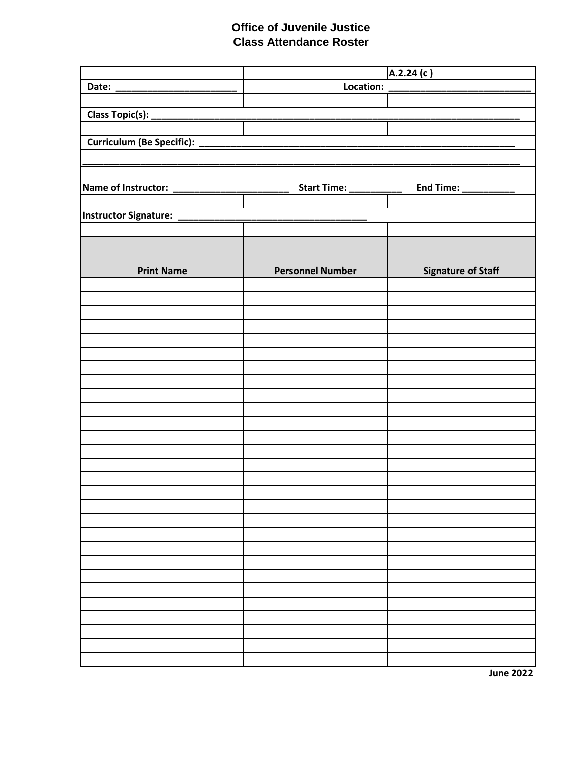# Office of Juvenile Justice
## Class Attendance Roster

| | | |
|---|---|---|
| | | A.2.24 (c ) |
| Date: ________________________ | Location: ___________________________ | |
| | | |
| Class Topic(s): ___________________________________________________________________________ | | |
| | | |
| Curriculum (Be Specific): _______________________________________________________________ | | |
| ___________________________________________________________________________________________ | | |
| Name of Instructor: _______________________ | Start Time: __________ | End Time: __________ |
| | | |
| Instructor Signature: _____________________________________ | | |
| | | |
| **Print Name** | **Personnel Number** | **Signature of Staff** |
| | | |
| | | |
| | | |
| | | |
| | | |
| | | |
| | | |
| | | |
| | | |
| | | |
| | | |
| | | |
| | | |
| | | |
| | | |
| | | |
| | | |
| | | |
| | | |
| | | |
| | | |
| | | |
| | | |
| | | |
| | | |
| | | |
| | | |
| | | |

**June 2022**